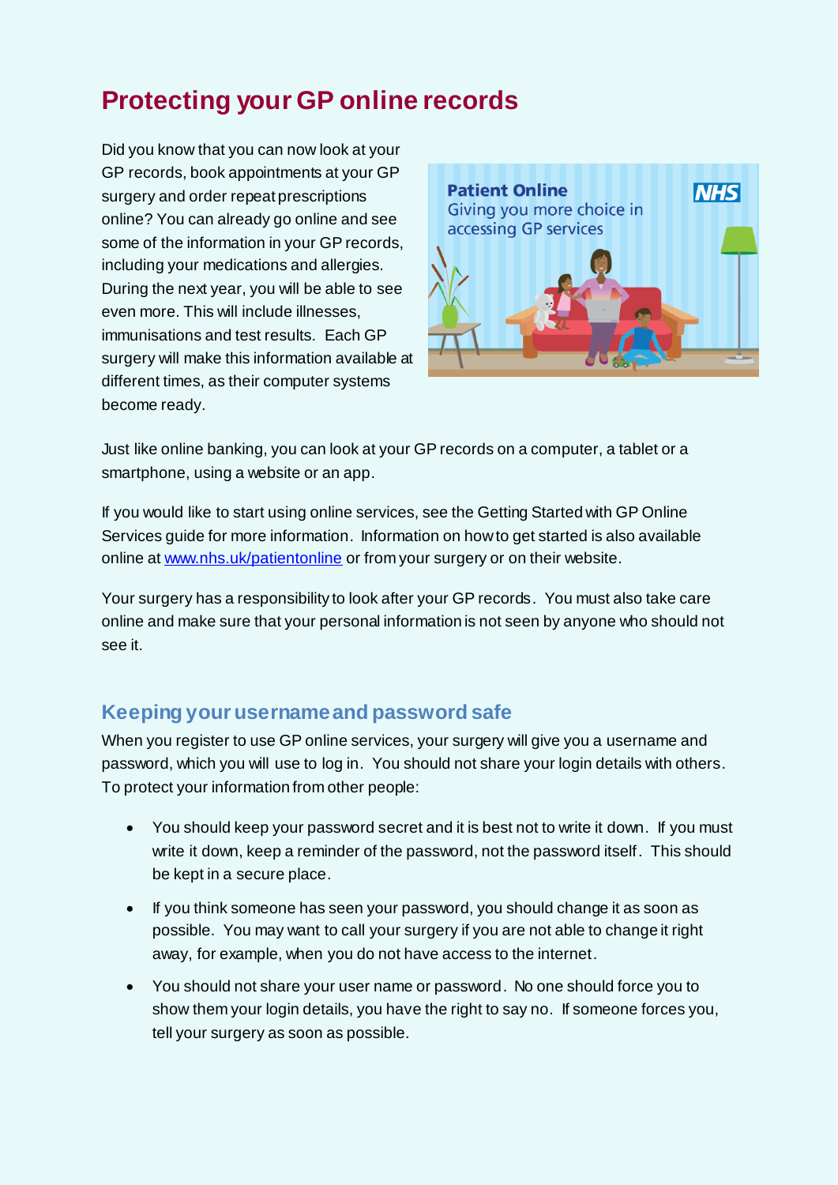# Protecting your GP online records

Did you know that you can now look at your GP records, book appointments at your GP surgery and order repeat prescriptions online? You can already go online and see some of the information in your GP records, including your medications and allergies. During the next year, you will be able to see even more. This will include illnesses, immunisations and test results. Each GP surgery will make this information available at different times, as their computer systems become ready.

Just like online banking, you can look at your GP records on a computer, a tablet or a smartphone, using a website or an app.

If you would like to start using online services, see the Getting Started with GP Online Services guide for more information. Information on how to get started is also available online at [www.nhs.uk/patientonline](http://www.nhs.uk/patientonline) or from your surgery or on their website.

Your surgery has a responsibility to look after your GP records. You must also take care online and make sure that your personal information is not seen by anyone who should not see it.

## Keeping your username and password safe

When you register to use GP online services, your surgery will give you a username and password, which you will use to log in. You should not share your login details with others. To protect your information from other people:

- You should keep your password secret and it is best not to write it down. If you must write it down, keep a reminder of the password, not the password itself. This should be kept in a secure place.
- If you think someone has seen your password, you should change it as soon as possible. You may want to call your surgery if you are not able to change it right away, for example, when you do not have access to the internet.
- You should not share your user name or password. No one should force you to show them your login details, you have the right to say no. If someone forces you, tell your surgery as soon as possible.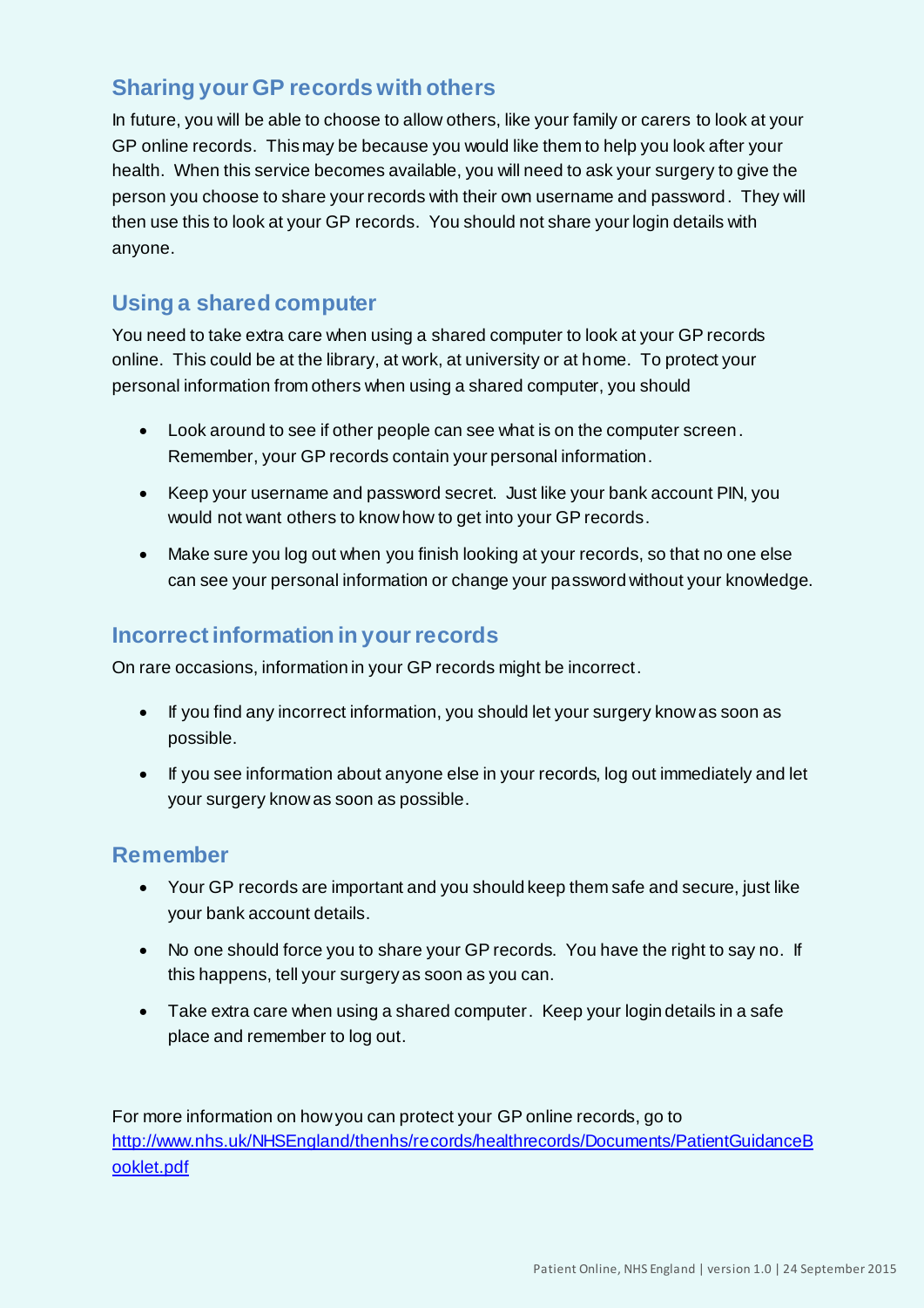## Sharing your GP records with others

In future, you will be able to choose to allow others, like your family or carers to look at your GP online records. This may be because you would like them to help you look after your health. When this service becomes available, you will need to ask your surgery to give the person you choose to share your records with their own username and password. They will then use this to look at your GP records. You should not share your login details with anyone.

## Using a shared computer

You need to take extra care when using a shared computer to look at your GP records online. This could be at the library, at work, at university or at home. To protect your personal information from others when using a shared computer, you should

- Look around to see if other people can see what is on the computer screen. Remember, your GP records contain your personal information.
- Keep your username and password secret. Just like your bank account PIN, you would not want others to know how to get into your GP records.
- Make sure you log out when you finish looking at your records, so that no one else can see your personal information or change your password without your knowledge.

## Incorrect information in your records

On rare occasions, information in your GP records might be incorrect.

- If you find any incorrect information, you should let your surgery know as soon as possible.
- If you see information about anyone else in your records, log out immediately and let your surgery know as soon as possible.

## Remember

- Your GP records are important and you should keep them safe and secure, just like your bank account details.
- No one should force you to share your GP records. You have the right to say no. If this happens, tell your surgery as soon as you can.
- Take extra care when using a shared computer. Keep your login details in a safe place and remember to log out.

For more information on how you can protect your GP online records, go to [http://www.nhs.uk/NHSEngland/thenhs/records/healthrecords/Documents/PatientGuidanceBooklet.pdf](http://www.nhs.uk/NHSEngland/thenhs/records/healthrecords/Documents/PatientGuidanceBooklet.pdf)